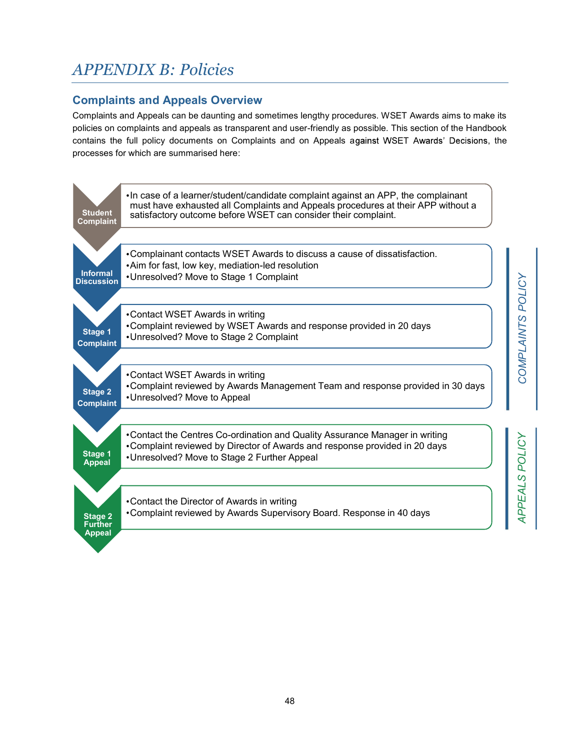# APPENDIX B: Policies

## Complaints and Appeals Overview

Complaints and Appeals can be daunting and sometimes lengthy procedures. WSET Awards aims to make its policies on complaints and appeals as transparent and user-friendly as possible. This section of the Handbook contains the full policy documents on Complaints and on Appeals against WSET Awards' Decisions, the processes for which are summarised here:

**Student Complaint**

- In case of a learner/student/candidate complaint against an APP, the complainant must have exhausted all Complaints and Appeals procedures at their APP without a satisfactory outcome before WSET can consider their complaint.

*COMPLAINTS POLICY*

**Informal Discussion**

- Complainant contacts WSET Awards to discuss a cause of dissatisfaction.
- Aim for fast, low key, mediation-led resolution
- Unresolved? Move to Stage 1 Complaint

**Stage 1 Complaint**

- Contact WSET Awards in writing
- Complaint reviewed by WSET Awards and response provided in 20 days
- Unresolved? Move to Stage 2 Complaint

**Stage 2 Complaint**

- Contact WSET Awards in writing
- Complaint reviewed by Awards Management Team and response provided in 30 days
- Unresolved? Move to Appeal

*APPEALS POLICY*

**Stage 1 Appeal**

- Contact the Centres Co-ordination and Quality Assurance Manager in writing
- Complaint reviewed by Director of Awards and response provided in 20 days
- Unresolved? Move to Stage 2 Further Appeal

**Stage 2 Further Appeal**

- Contact the Director of Awards in writing
- Complaint reviewed by Awards Supervisory Board. Response in 40 days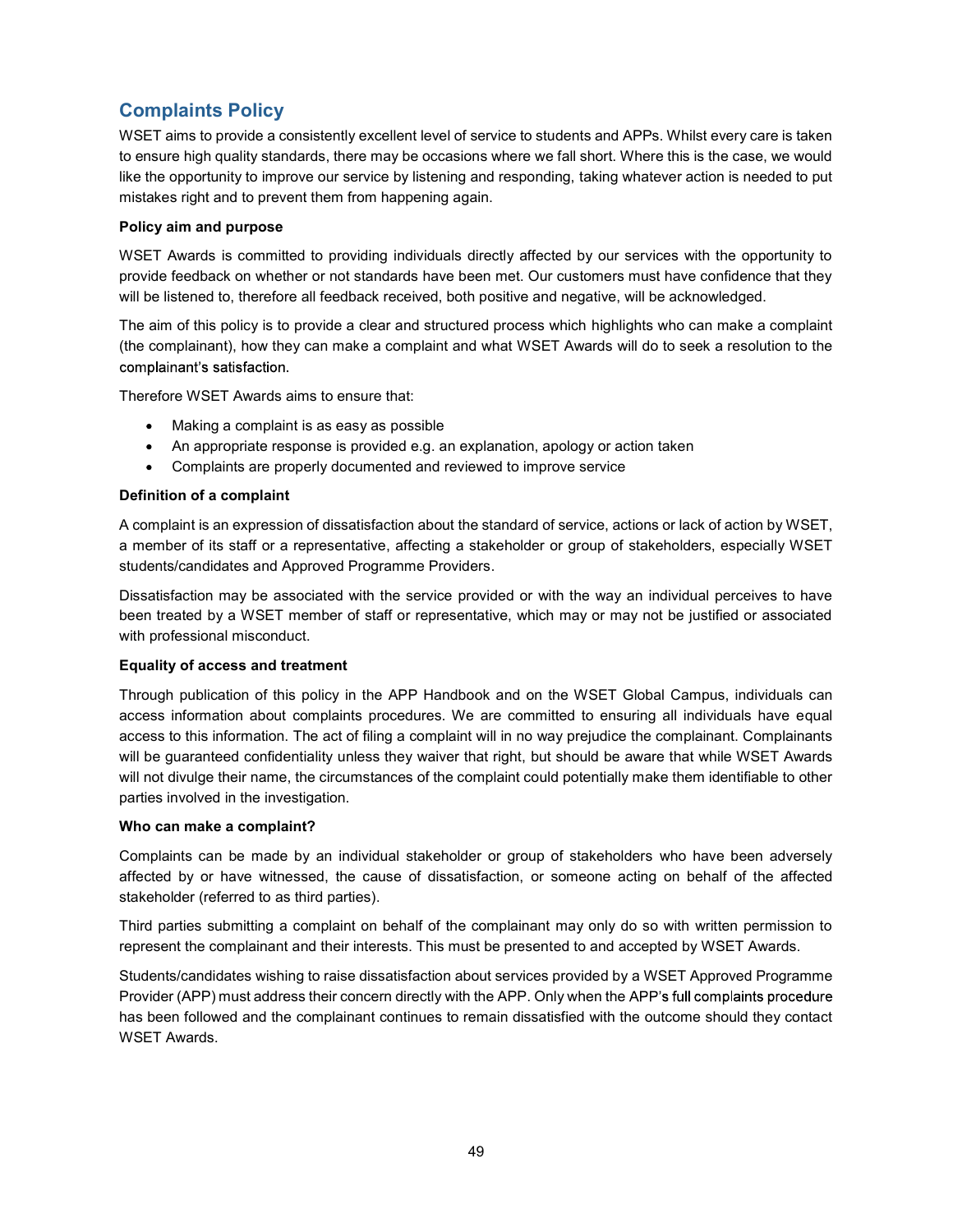## Complaints Policy

WSET aims to provide a consistently excellent level of service to students and APPs. Whilst every care is taken to ensure high quality standards, there may be occasions where we fall short. Where this is the case, we would like the opportunity to improve our service by listening and responding, taking whatever action is needed to put mistakes right and to prevent them from happening again.

**Policy aim and purpose**

WSET Awards is committed to providing individuals directly affected by our services with the opportunity to provide feedback on whether or not standards have been met. Our customers must have confidence that they will be listened to, therefore all feedback received, both positive and negative, will be acknowledged.

The aim of this policy is to provide a clear and structured process which highlights who can make a complaint (the complainant), how they can make a complaint and what WSET Awards will do to seek a resolution to the complainant's satisfaction.

Therefore WSET Awards aims to ensure that:

- Making a complaint is as easy as possible
- An appropriate response is provided e.g. an explanation, apology or action taken
- Complaints are properly documented and reviewed to improve service

**Definition of a complaint**

A complaint is an expression of dissatisfaction about the standard of service, actions or lack of action by WSET, a member of its staff or a representative, affecting a stakeholder or group of stakeholders, especially WSET students/candidates and Approved Programme Providers.

Dissatisfaction may be associated with the service provided or with the way an individual perceives to have been treated by a WSET member of staff or representative, which may or may not be justified or associated with professional misconduct.

**Equality of access and treatment**

Through publication of this policy in the APP Handbook and on the WSET Global Campus, individuals can access information about complaints procedures. We are committed to ensuring all individuals have equal access to this information. The act of filing a complaint will in no way prejudice the complainant. Complainants will be guaranteed confidentiality unless they waiver that right, but should be aware that while WSET Awards will not divulge their name, the circumstances of the complaint could potentially make them identifiable to other parties involved in the investigation.

**Who can make a complaint?**

Complaints can be made by an individual stakeholder or group of stakeholders who have been adversely affected by or have witnessed, the cause of dissatisfaction, or someone acting on behalf of the affected stakeholder (referred to as third parties).

Third parties submitting a complaint on behalf of the complainant may only do so with written permission to represent the complainant and their interests. This must be presented to and accepted by WSET Awards.

Students/candidates wishing to raise dissatisfaction about services provided by a WSET Approved Programme Provider (APP) must address their concern directly with the APP. Only when the APP's full complaints procedure has been followed and the complainant continues to remain dissatisfied with the outcome should they contact WSET Awards.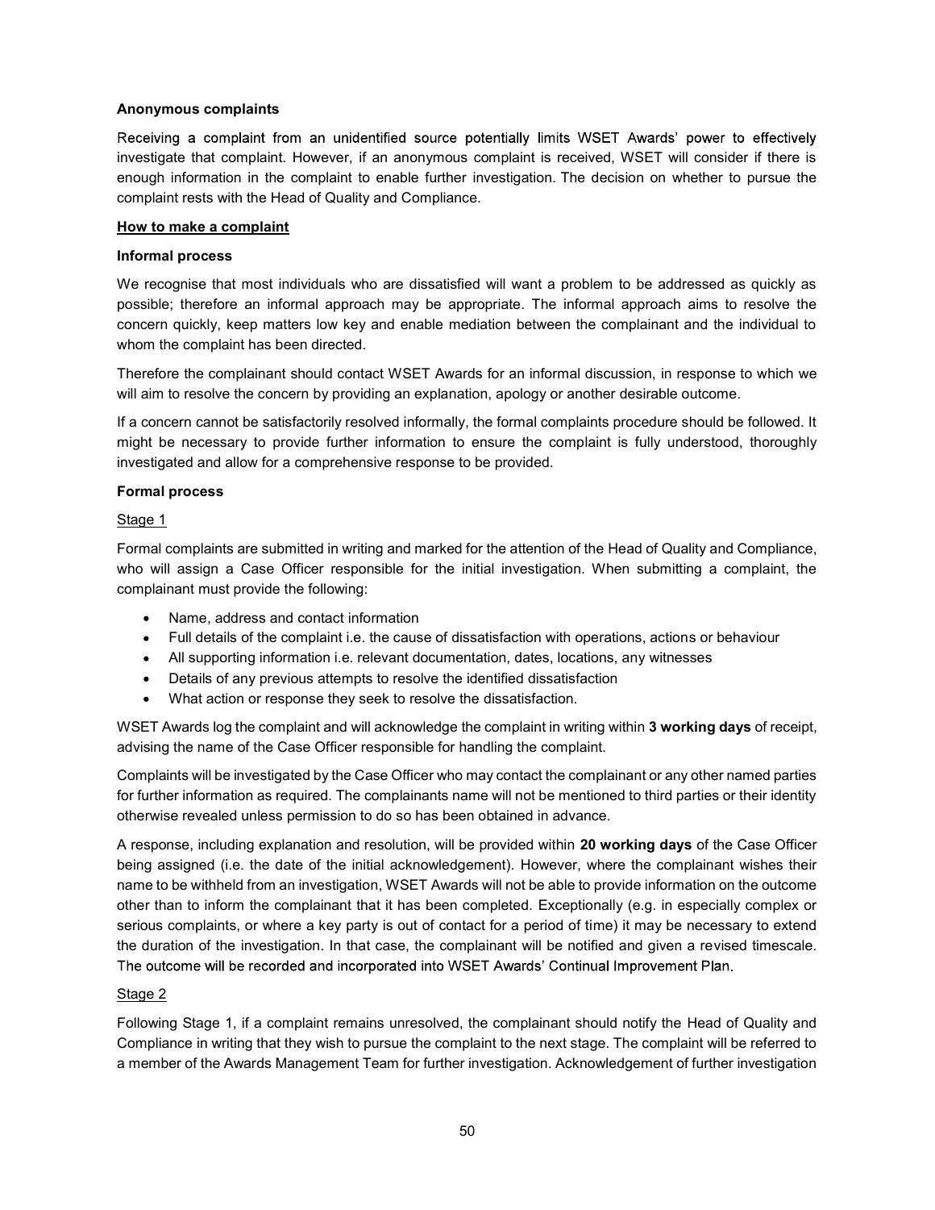**Anonymous complaints**

Receiving a complaint from an unidentified source potentially limits WSET Awards' power to effectively investigate that complaint. However, if an anonymous complaint is received, WSET will consider if there is enough information in the complaint to enable further investigation. The decision on whether to pursue the complaint rests with the Head of Quality and Compliance.

**How to make a complaint**

**Informal process**

We recognise that most individuals who are dissatisfied will want a problem to be addressed as quickly as possible; therefore an informal approach may be appropriate. The informal approach aims to resolve the concern quickly, keep matters low key and enable mediation between the complainant and the individual to whom the complaint has been directed.

Therefore the complainant should contact WSET Awards for an informal discussion, in response to which we will aim to resolve the concern by providing an explanation, apology or another desirable outcome.

If a concern cannot be satisfactorily resolved informally, the formal complaints procedure should be followed. It might be necessary to provide further information to ensure the complaint is fully understood, thoroughly investigated and allow for a comprehensive response to be provided.

**Formal process**

Stage 1

Formal complaints are submitted in writing and marked for the attention of the Head of Quality and Compliance, who will assign a Case Officer responsible for the initial investigation. When submitting a complaint, the complainant must provide the following:

- Name, address and contact information
- Full details of the complaint i.e. the cause of dissatisfaction with operations, actions or behaviour
- All supporting information i.e. relevant documentation, dates, locations, any witnesses
- Details of any previous attempts to resolve the identified dissatisfaction
- What action or response they seek to resolve the dissatisfaction.

WSET Awards log the complaint and will acknowledge the complaint in writing within **3 working days** of receipt, advising the name of the Case Officer responsible for handling the complaint.

Complaints will be investigated by the Case Officer who may contact the complainant or any other named parties for further information as required. The complainants name will not be mentioned to third parties or their identity otherwise revealed unless permission to do so has been obtained in advance.

A response, including explanation and resolution, will be provided within **20 working days** of the Case Officer being assigned (i.e. the date of the initial acknowledgement). However, where the complainant wishes their name to be withheld from an investigation, WSET Awards will not be able to provide information on the outcome other than to inform the complainant that it has been completed. Exceptionally (e.g. in especially complex or serious complaints, or where a key party is out of contact for a period of time) it may be necessary to extend the duration of the investigation. In that case, the complainant will be notified and given a revised timescale. The outcome will be recorded and incorporated into WSET Awards' Continual Improvement Plan.

Stage 2

Following Stage 1, if a complaint remains unresolved, the complainant should notify the Head of Quality and Compliance in writing that they wish to pursue the complaint to the next stage. The complaint will be referred to a member of the Awards Management Team for further investigation. Acknowledgement of further investigation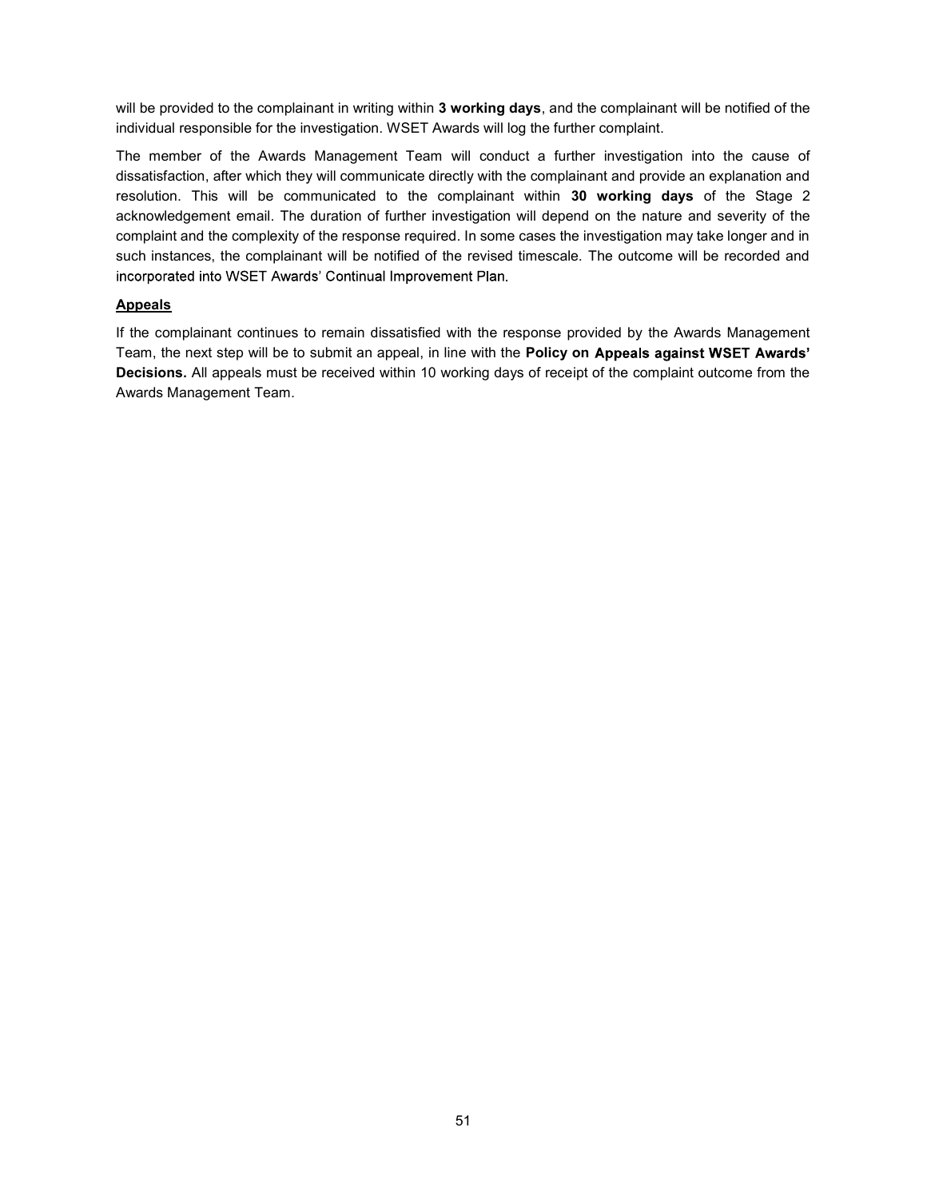will be provided to the complainant in writing within **3 working days**, and the complainant will be notified of the individual responsible for the investigation. WSET Awards will log the further complaint.

The member of the Awards Management Team will conduct a further investigation into the cause of dissatisfaction, after which they will communicate directly with the complainant and provide an explanation and resolution. This will be communicated to the complainant within **30 working days** of the Stage 2 acknowledgement email. The duration of further investigation will depend on the nature and severity of the complaint and the complexity of the response required. In some cases the investigation may take longer and in such instances, the complainant will be notified of the revised timescale. The outcome will be recorded and incorporated into WSET Awards' Continual Improvement Plan.

**Appeals**

If the complainant continues to remain dissatisfied with the response provided by the Awards Management Team, the next step will be to submit an appeal, in line with the **Policy on Appeals against WSET Awards' Decisions.** All appeals must be received within 10 working days of receipt of the complaint outcome from the Awards Management Team.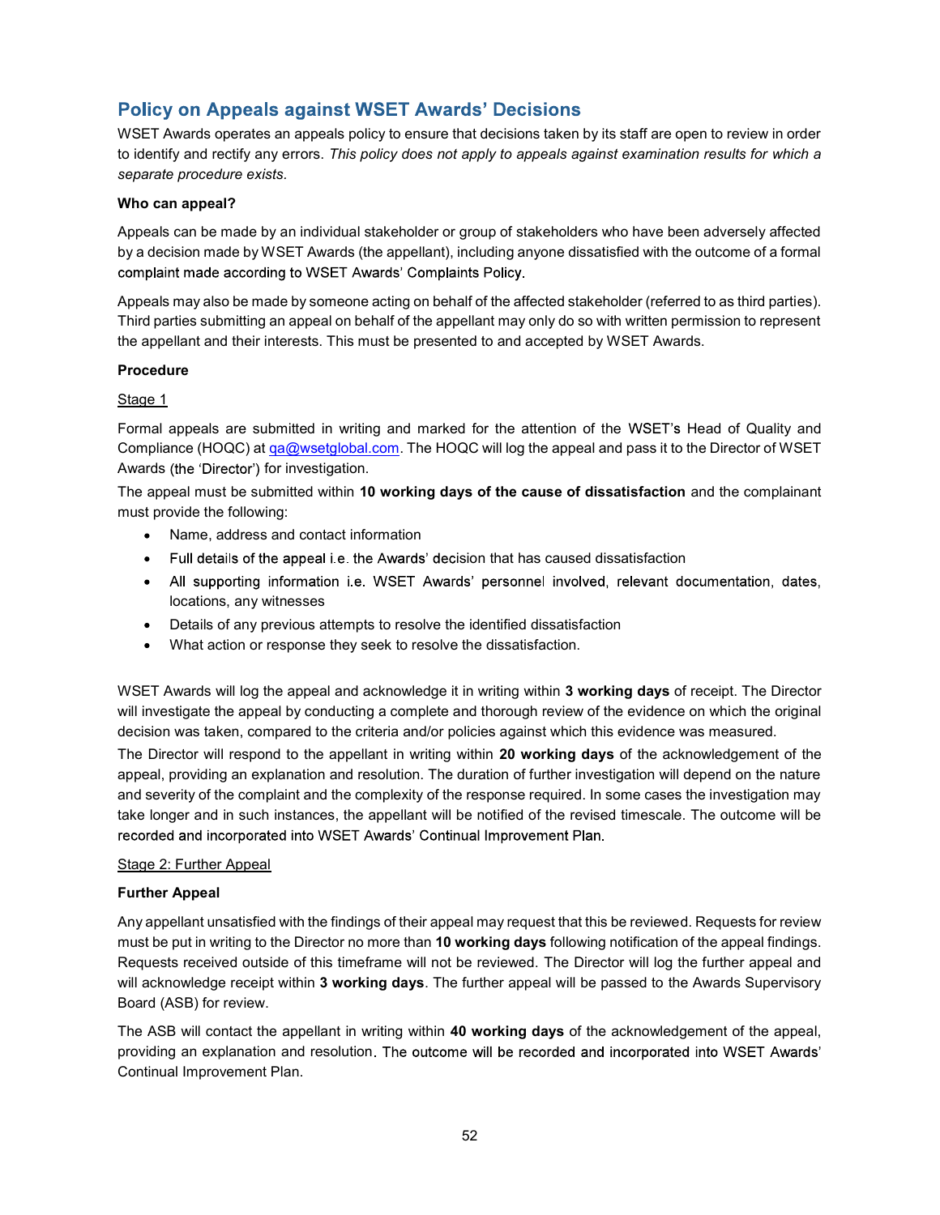## Policy on Appeals against WSET Awards' Decisions

WSET Awards operates an appeals policy to ensure that decisions taken by its staff are open to review in order to identify and rectify any errors. *This policy does not apply to appeals against examination results for which a separate procedure exists.*

**Who can appeal?**

Appeals can be made by an individual stakeholder or group of stakeholders who have been adversely affected by a decision made by WSET Awards (the appellant), including anyone dissatisfied with the outcome of a formal complaint made according to WSET Awards' Complaints Policy.

Appeals may also be made by someone acting on behalf of the affected stakeholder (referred to as third parties). Third parties submitting an appeal on behalf of the appellant may only do so with written permission to represent the appellant and their interests. This must be presented to and accepted by WSET Awards.

**Procedure**

Stage 1

Formal appeals are submitted in writing and marked for the attention of the WSET's Head of Quality and Compliance (HOQC) at qa@wsetglobal.com. The HOQC will log the appeal and pass it to the Director of WSET Awards (the 'Director') for investigation.

The appeal must be submitted within **10 working days of the cause of dissatisfaction** and the complainant must provide the following:

- Name, address and contact information
- Full details of the appeal i.e. the Awards' decision that has caused dissatisfaction
- All supporting information i.e. WSET Awards' personnel involved, relevant documentation, dates, locations, any witnesses
- Details of any previous attempts to resolve the identified dissatisfaction
- What action or response they seek to resolve the dissatisfaction.

WSET Awards will log the appeal and acknowledge it in writing within **3 working days** of receipt. The Director will investigate the appeal by conducting a complete and thorough review of the evidence on which the original decision was taken, compared to the criteria and/or policies against which this evidence was measured.

The Director will respond to the appellant in writing within **20 working days** of the acknowledgement of the appeal, providing an explanation and resolution. The duration of further investigation will depend on the nature and severity of the complaint and the complexity of the response required. In some cases the investigation may take longer and in such instances, the appellant will be notified of the revised timescale. The outcome will be recorded and incorporated into WSET Awards' Continual Improvement Plan.

Stage 2: Further Appeal

**Further Appeal**

Any appellant unsatisfied with the findings of their appeal may request that this be reviewed. Requests for review must be put in writing to the Director no more than **10 working days** following notification of the appeal findings. Requests received outside of this timeframe will not be reviewed. The Director will log the further appeal and will acknowledge receipt within **3 working days**. The further appeal will be passed to the Awards Supervisory Board (ASB) for review.

The ASB will contact the appellant in writing within **40 working days** of the acknowledgement of the appeal, providing an explanation and resolution. The outcome will be recorded and incorporated into WSET Awards' Continual Improvement Plan.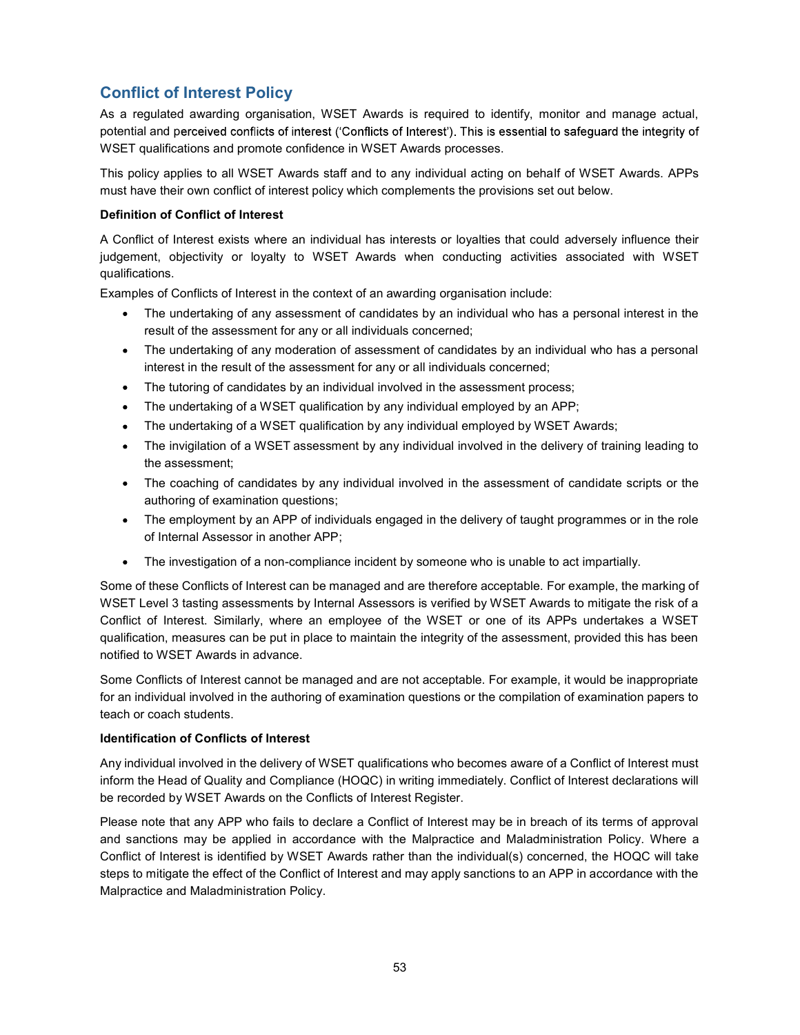## Conflict of Interest Policy

As a regulated awarding organisation, WSET Awards is required to identify, monitor and manage actual, potential and perceived conflicts of interest ('Conflicts of Interest'). This is essential to safeguard the integrity of WSET qualifications and promote confidence in WSET Awards processes.

This policy applies to all WSET Awards staff and to any individual acting on behalf of WSET Awards. APPs must have their own conflict of interest policy which complements the provisions set out below.

**Definition of Conflict of Interest**

A Conflict of Interest exists where an individual has interests or loyalties that could adversely influence their judgement, objectivity or loyalty to WSET Awards when conducting activities associated with WSET qualifications.

Examples of Conflicts of Interest in the context of an awarding organisation include:

- The undertaking of any assessment of candidates by an individual who has a personal interest in the result of the assessment for any or all individuals concerned;
- The undertaking of any moderation of assessment of candidates by an individual who has a personal interest in the result of the assessment for any or all individuals concerned;
- The tutoring of candidates by an individual involved in the assessment process;
- The undertaking of a WSET qualification by any individual employed by an APP;
- The undertaking of a WSET qualification by any individual employed by WSET Awards;
- The invigilation of a WSET assessment by any individual involved in the delivery of training leading to the assessment;
- The coaching of candidates by any individual involved in the assessment of candidate scripts or the authoring of examination questions;
- The employment by an APP of individuals engaged in the delivery of taught programmes or in the role of Internal Assessor in another APP;
- The investigation of a non-compliance incident by someone who is unable to act impartially.

Some of these Conflicts of Interest can be managed and are therefore acceptable. For example, the marking of WSET Level 3 tasting assessments by Internal Assessors is verified by WSET Awards to mitigate the risk of a Conflict of Interest. Similarly, where an employee of the WSET or one of its APPs undertakes a WSET qualification, measures can be put in place to maintain the integrity of the assessment, provided this has been notified to WSET Awards in advance.

Some Conflicts of Interest cannot be managed and are not acceptable. For example, it would be inappropriate for an individual involved in the authoring of examination questions or the compilation of examination papers to teach or coach students.

**Identification of Conflicts of Interest**

Any individual involved in the delivery of WSET qualifications who becomes aware of a Conflict of Interest must inform the Head of Quality and Compliance (HOQC) in writing immediately. Conflict of Interest declarations will be recorded by WSET Awards on the Conflicts of Interest Register.

Please note that any APP who fails to declare a Conflict of Interest may be in breach of its terms of approval and sanctions may be applied in accordance with the Malpractice and Maladministration Policy. Where a Conflict of Interest is identified by WSET Awards rather than the individual(s) concerned, the HOQC will take steps to mitigate the effect of the Conflict of Interest and may apply sanctions to an APP in accordance with the Malpractice and Maladministration Policy.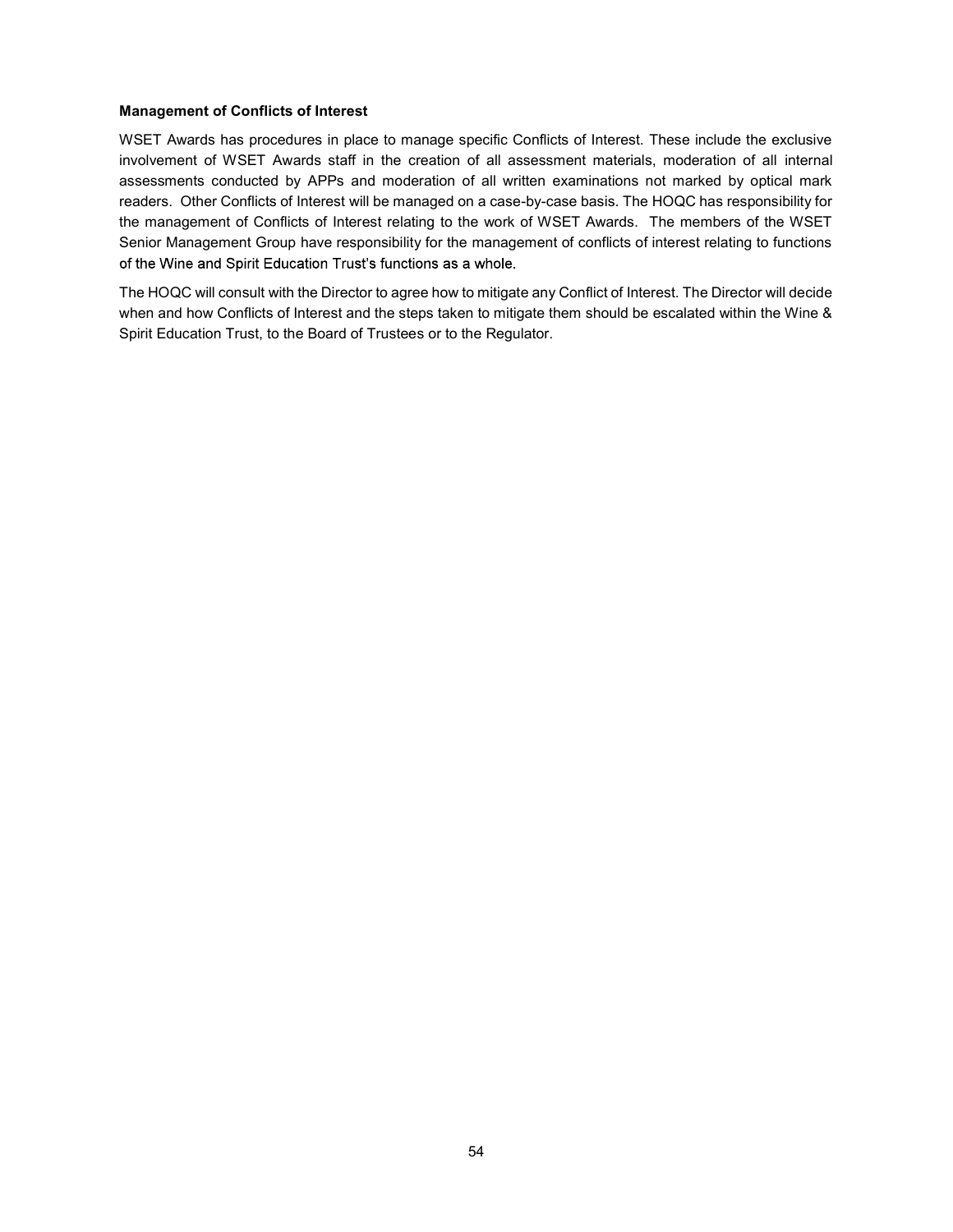**Management of Conflicts of Interest**

WSET Awards has procedures in place to manage specific Conflicts of Interest. These include the exclusive involvement of WSET Awards staff in the creation of all assessment materials, moderation of all internal assessments conducted by APPs and moderation of all written examinations not marked by optical mark readers. Other Conflicts of Interest will be managed on a case-by-case basis. The HOQC has responsibility for the management of Conflicts of Interest relating to the work of WSET Awards. The members of the WSET Senior Management Group have responsibility for the management of conflicts of interest relating to functions of the Wine and Spirit Education Trust's functions as a whole.

The HOQC will consult with the Director to agree how to mitigate any Conflict of Interest. The Director will decide when and how Conflicts of Interest and the steps taken to mitigate them should be escalated within the Wine & Spirit Education Trust, to the Board of Trustees or to the Regulator.